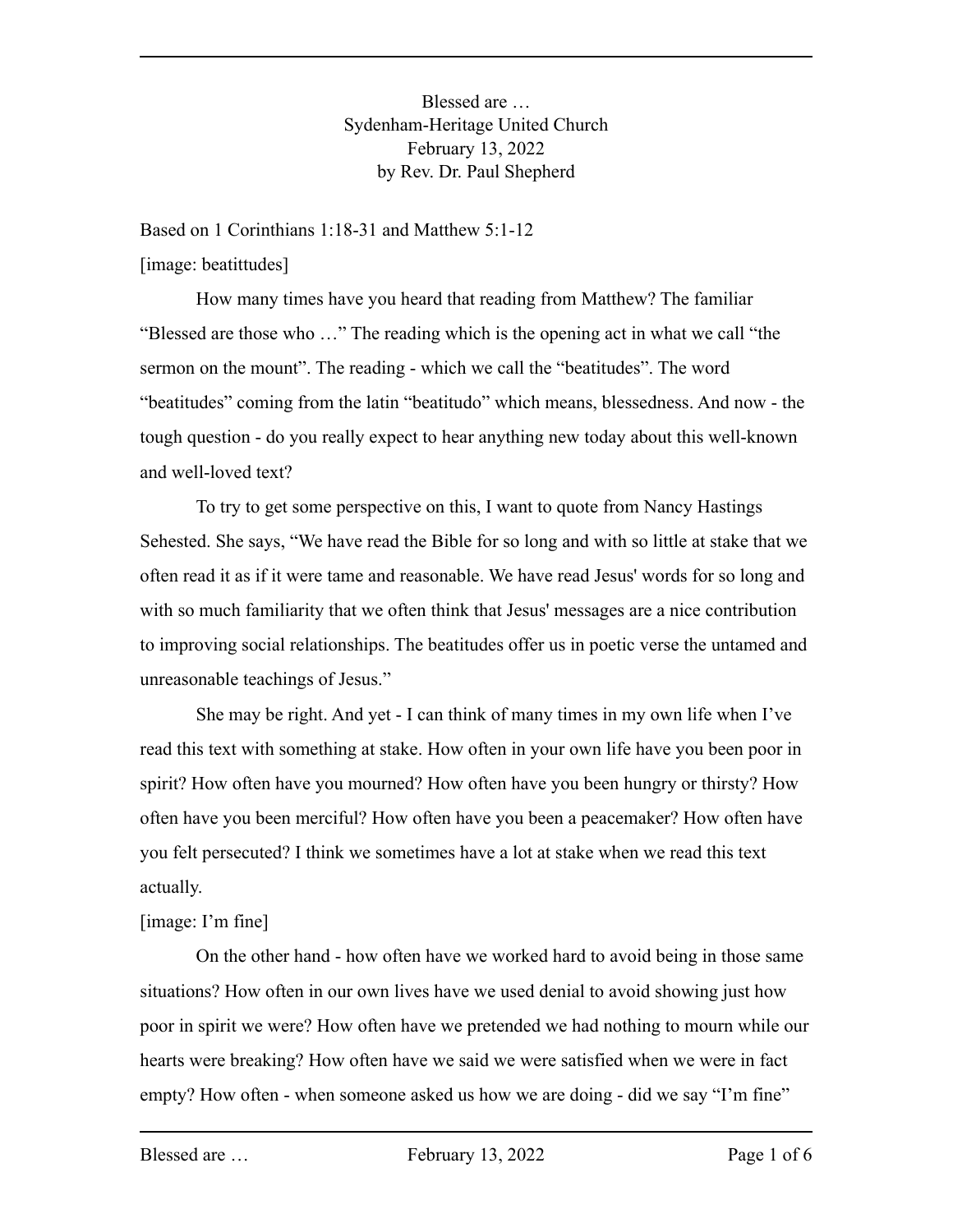Blessed are …
Sydenham-Heritage United Church
February 13, 2022
by Rev. Dr. Paul Shepherd

Based on 1 Corinthians 1:18-31 and Matthew 5:1-12

[image: beatittudes]

How many times have you heard that reading from Matthew? The familiar "Blessed are those who …" The reading which is the opening act in what we call "the sermon on the mount". The reading - which we call the "beatitudes". The word "beatitudes" coming from the latin "beatitudo" which means, blessedness. And now - the tough question - do you really expect to hear anything new today about this well-known and well-loved text?

To try to get some perspective on this, I want to quote from Nancy Hastings Sehested. She says, "We have read the Bible for so long and with so little at stake that we often read it as if it were tame and reasonable. We have read Jesus' words for so long and with so much familiarity that we often think that Jesus' messages are a nice contribution to improving social relationships. The beatitudes offer us in poetic verse the untamed and unreasonable teachings of Jesus."

She may be right. And yet - I can think of many times in my own life when I've read this text with something at stake. How often in your own life have you been poor in spirit? How often have you mourned? How often have you been hungry or thirsty? How often have you been merciful? How often have you been a peacemaker? How often have you felt persecuted? I think we sometimes have a lot at stake when we read this text actually.

[image: I'm fine]

On the other hand - how often have we worked hard to avoid being in those same situations? How often in our own lives have we used denial to avoid showing just how poor in spirit we were? How often have we pretended we had nothing to mourn while our hearts were breaking? How often have we said we were satisfied when we were in fact empty? How often - when someone asked us how we are doing - did we say "I'm fine"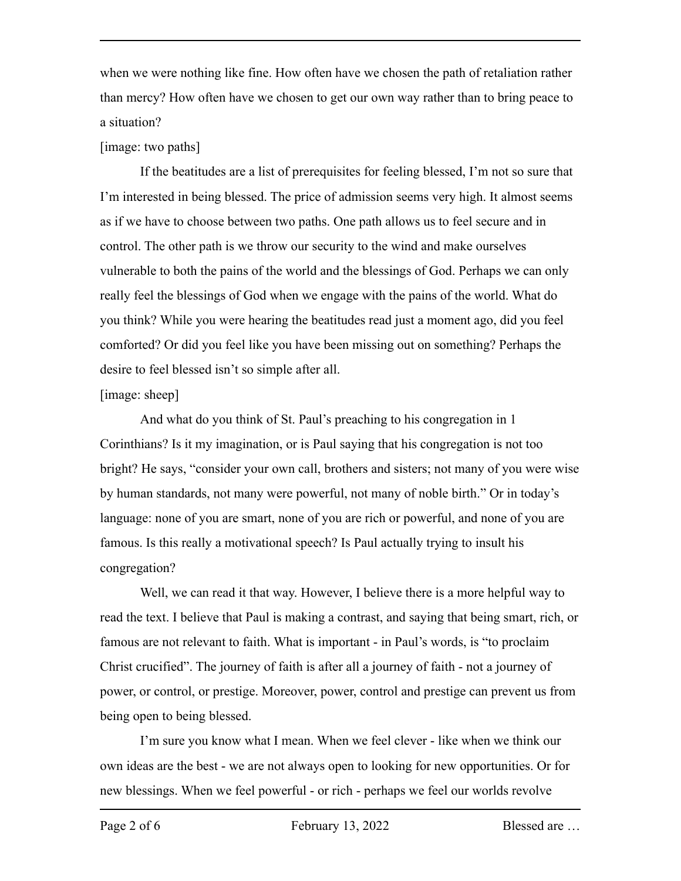when we were nothing like fine. How often have we chosen the path of retaliation rather than mercy? How often have we chosen to get our own way rather than to bring peace to a situation?

[image: two paths]

If the beatitudes are a list of prerequisites for feeling blessed, I'm not so sure that I'm interested in being blessed. The price of admission seems very high. It almost seems as if we have to choose between two paths. One path allows us to feel secure and in control. The other path is we throw our security to the wind and make ourselves vulnerable to both the pains of the world and the blessings of God. Perhaps we can only really feel the blessings of God when we engage with the pains of the world. What do you think? While you were hearing the beatitudes read just a moment ago, did you feel comforted? Or did you feel like you have been missing out on something? Perhaps the desire to feel blessed isn't so simple after all.

[image: sheep]

And what do you think of St. Paul's preaching to his congregation in 1 Corinthians? Is it my imagination, or is Paul saying that his congregation is not too bright? He says, "consider your own call, brothers and sisters; not many of you were wise by human standards, not many were powerful, not many of noble birth." Or in today's language: none of you are smart, none of you are rich or powerful, and none of you are famous. Is this really a motivational speech? Is Paul actually trying to insult his congregation?

Well, we can read it that way. However, I believe there is a more helpful way to read the text. I believe that Paul is making a contrast, and saying that being smart, rich, or famous are not relevant to faith. What is important - in Paul's words, is "to proclaim Christ crucified". The journey of faith is after all a journey of faith - not a journey of power, or control, or prestige. Moreover, power, control and prestige can prevent us from being open to being blessed.

I'm sure you know what I mean. When we feel clever - like when we think our own ideas are the best - we are not always open to looking for new opportunities. Or for new blessings. When we feel powerful - or rich - perhaps we feel our worlds revolve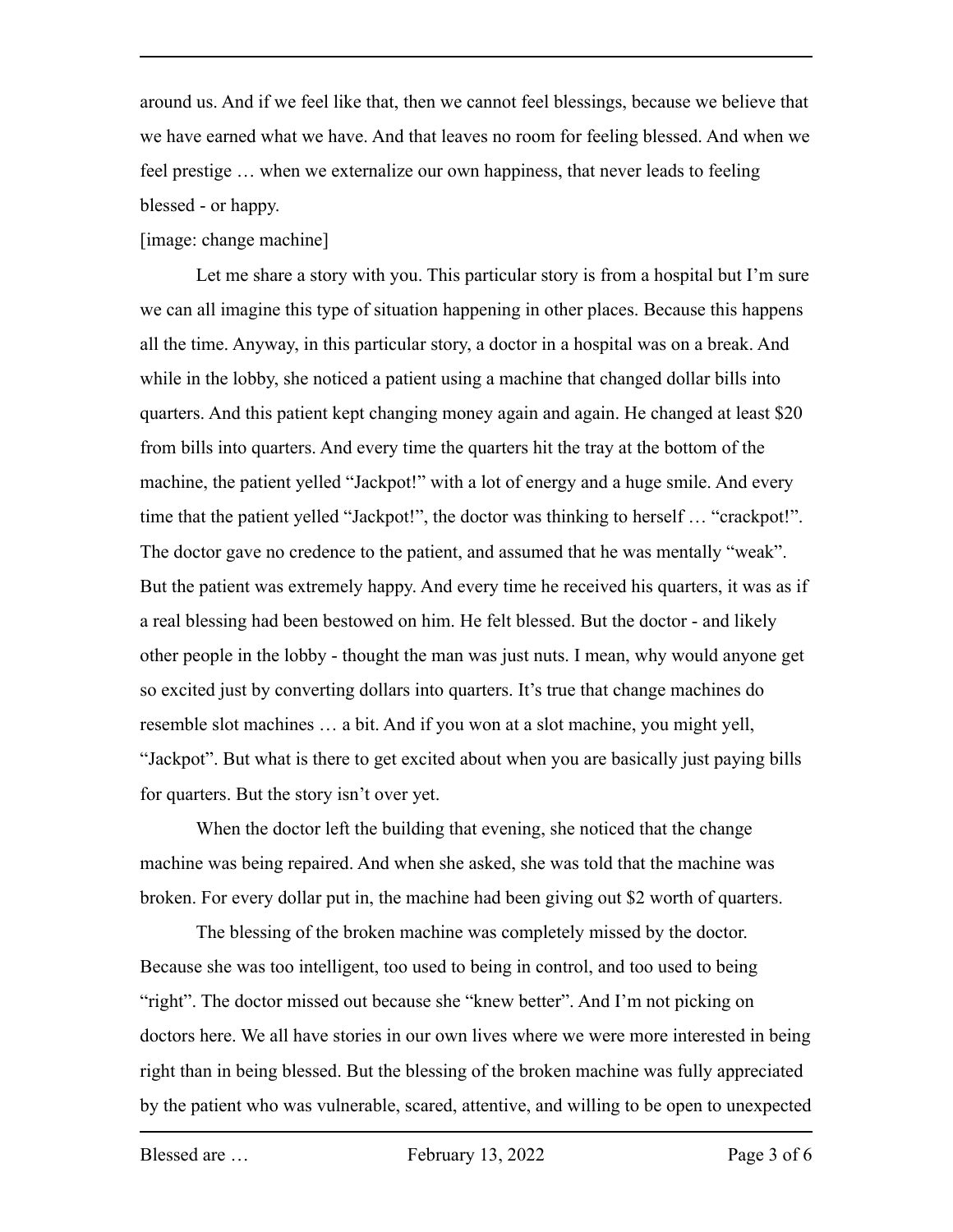around us. And if we feel like that, then we cannot feel blessings, because we believe that we have earned what we have. And that leaves no room for feeling blessed. And when we feel prestige … when we externalize our own happiness, that never leads to feeling blessed - or happy.

[image: change machine]

Let me share a story with you. This particular story is from a hospital but I'm sure we can all imagine this type of situation happening in other places. Because this happens all the time. Anyway, in this particular story, a doctor in a hospital was on a break. And while in the lobby, she noticed a patient using a machine that changed dollar bills into quarters. And this patient kept changing money again and again. He changed at least $20 from bills into quarters. And every time the quarters hit the tray at the bottom of the machine, the patient yelled "Jackpot!" with a lot of energy and a huge smile. And every time that the patient yelled "Jackpot!", the doctor was thinking to herself … "crackpot!". The doctor gave no credence to the patient, and assumed that he was mentally "weak". But the patient was extremely happy. And every time he received his quarters, it was as if a real blessing had been bestowed on him. He felt blessed. But the doctor - and likely other people in the lobby - thought the man was just nuts. I mean, why would anyone get so excited just by converting dollars into quarters. It's true that change machines do resemble slot machines … a bit. And if you won at a slot machine, you might yell, "Jackpot". But what is there to get excited about when you are basically just paying bills for quarters. But the story isn't over yet.

When the doctor left the building that evening, she noticed that the change machine was being repaired. And when she asked, she was told that the machine was broken. For every dollar put in, the machine had been giving out $2 worth of quarters.

The blessing of the broken machine was completely missed by the doctor. Because she was too intelligent, too used to being in control, and too used to being "right". The doctor missed out because she "knew better". And I'm not picking on doctors here. We all have stories in our own lives where we were more interested in being right than in being blessed. But the blessing of the broken machine was fully appreciated by the patient who was vulnerable, scared, attentive, and willing to be open to unexpected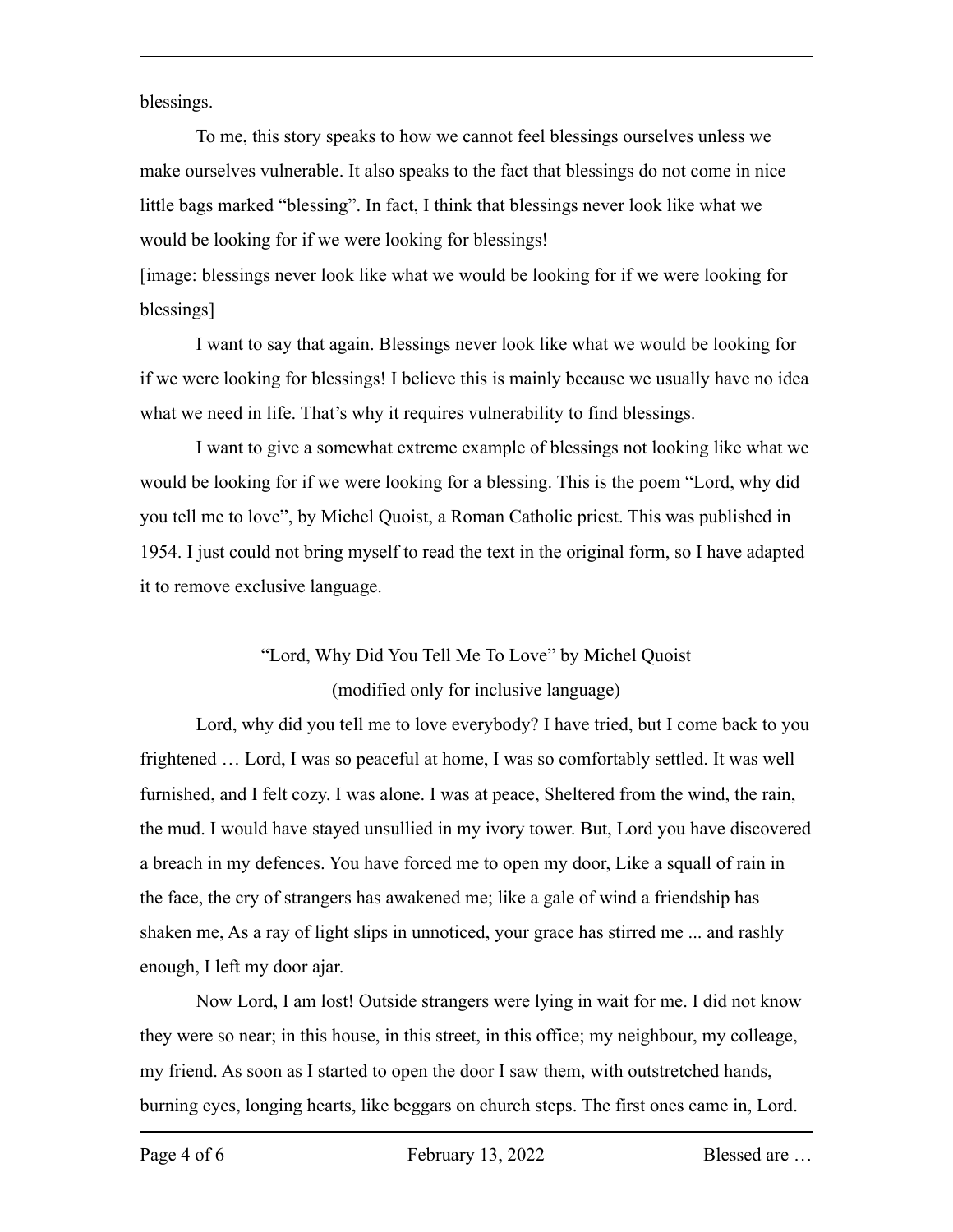blessings.

To me, this story speaks to how we cannot feel blessings ourselves unless we make ourselves vulnerable. It also speaks to the fact that blessings do not come in nice little bags marked "blessing". In fact, I think that blessings never look like what we would be looking for if we were looking for blessings!

[image: blessings never look like what we would be looking for if we were looking for blessings]

I want to say that again. Blessings never look like what we would be looking for if we were looking for blessings! I believe this is mainly because we usually have no idea what we need in life. That's why it requires vulnerability to find blessings.

I want to give a somewhat extreme example of blessings not looking like what we would be looking for if we were looking for a blessing. This is the poem "Lord, why did you tell me to love", by Michel Quoist, a Roman Catholic priest. This was published in 1954. I just could not bring myself to read the text in the original form, so I have adapted it to remove exclusive language.

"Lord, Why Did You Tell Me To Love" by Michel Quoist
(modified only for inclusive language)

Lord, why did you tell me to love everybody? I have tried, but I come back to you frightened … Lord, I was so peaceful at home, I was so comfortably settled. It was well furnished, and I felt cozy. I was alone. I was at peace, Sheltered from the wind, the rain, the mud. I would have stayed unsullied in my ivory tower. But, Lord you have discovered a breach in my defences. You have forced me to open my door, Like a squall of rain in the face, the cry of strangers has awakened me; like a gale of wind a friendship has shaken me, As a ray of light slips in unnoticed, your grace has stirred me ... and rashly enough, I left my door ajar.

Now Lord, I am lost! Outside strangers were lying in wait for me. I did not know they were so near; in this house, in this street, in this office; my neighbour, my colleage, my friend. As soon as I started to open the door I saw them, with outstretched hands, burning eyes, longing hearts, like beggars on church steps. The first ones came in, Lord.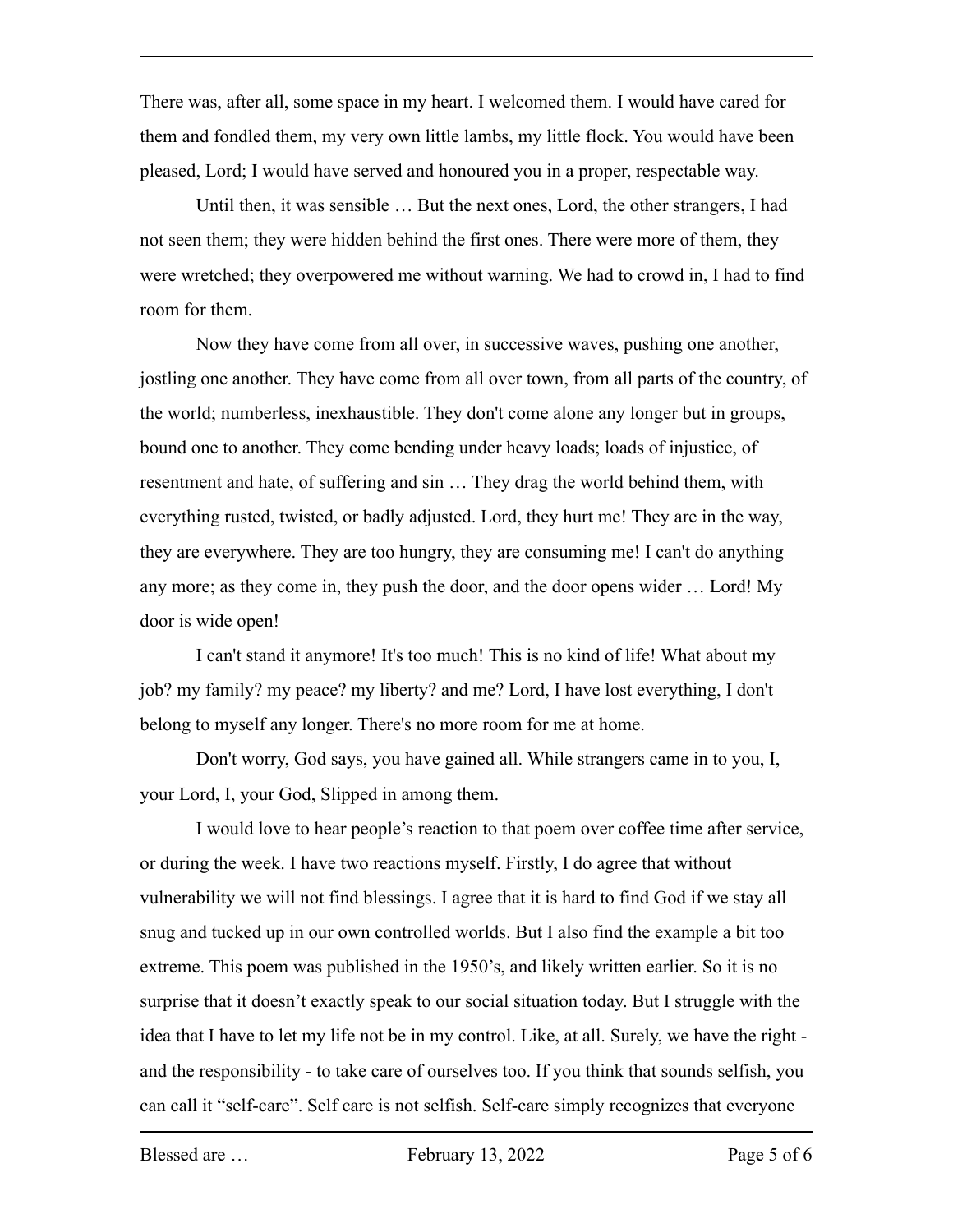There was, after all, some space in my heart. I welcomed them. I would have cared for them and fondled them, my very own little lambs, my little flock. You would have been pleased, Lord; I would have served and honoured you in a proper, respectable way.

Until then, it was sensible … But the next ones, Lord, the other strangers, I had not seen them; they were hidden behind the first ones. There were more of them, they were wretched; they overpowered me without warning. We had to crowd in, I had to find room for them.

Now they have come from all over, in successive waves, pushing one another, jostling one another. They have come from all over town, from all parts of the country, of the world; numberless, inexhaustible. They don't come alone any longer but in groups, bound one to another. They come bending under heavy loads; loads of injustice, of resentment and hate, of suffering and sin … They drag the world behind them, with everything rusted, twisted, or badly adjusted. Lord, they hurt me! They are in the way, they are everywhere. They are too hungry, they are consuming me! I can't do anything any more; as they come in, they push the door, and the door opens wider … Lord! My door is wide open!

I can't stand it anymore! It's too much! This is no kind of life! What about my job? my family? my peace? my liberty? and me? Lord, I have lost everything, I don't belong to myself any longer. There's no more room for me at home.

Don't worry, God says, you have gained all. While strangers came in to you, I, your Lord, I, your God, Slipped in among them.

I would love to hear people's reaction to that poem over coffee time after service, or during the week. I have two reactions myself. Firstly, I do agree that without vulnerability we will not find blessings. I agree that it is hard to find God if we stay all snug and tucked up in our own controlled worlds. But I also find the example a bit too extreme. This poem was published in the 1950's, and likely written earlier. So it is no surprise that it doesn't exactly speak to our social situation today. But I struggle with the idea that I have to let my life not be in my control. Like, at all. Surely, we have the right - and the responsibility - to take care of ourselves too. If you think that sounds selfish, you can call it "self-care". Self care is not selfish. Self-care simply recognizes that everyone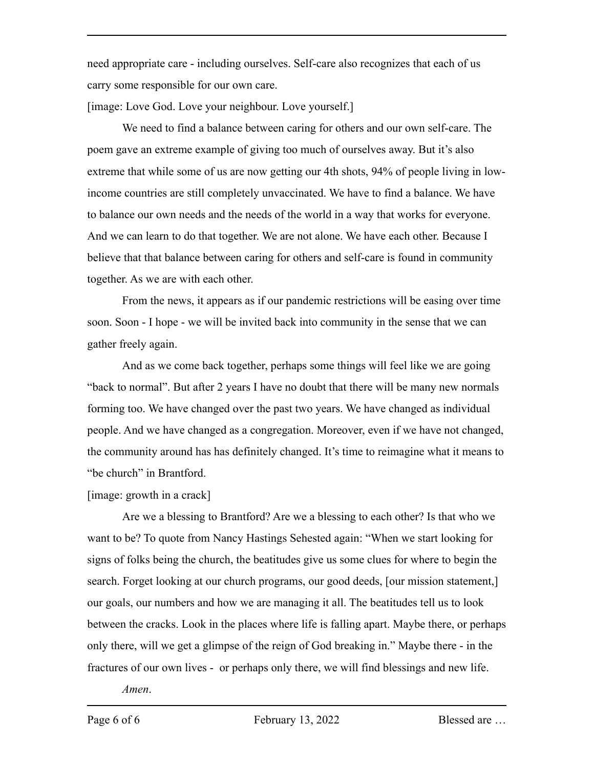need appropriate care - including ourselves. Self-care also recognizes that each of us carry some responsible for our own care.

[image: Love God. Love your neighbour. Love yourself.]

We need to find a balance between caring for others and our own self-care. The poem gave an extreme example of giving too much of ourselves away. But it's also extreme that while some of us are now getting our 4th shots, 94% of people living in low-income countries are still completely unvaccinated. We have to find a balance. We have to balance our own needs and the needs of the world in a way that works for everyone. And we can learn to do that together. We are not alone. We have each other. Because I believe that that balance between caring for others and self-care is found in community together. As we are with each other.

From the news, it appears as if our pandemic restrictions will be easing over time soon. Soon - I hope - we will be invited back into community in the sense that we can gather freely again.

And as we come back together, perhaps some things will feel like we are going "back to normal". But after 2 years I have no doubt that there will be many new normals forming too. We have changed over the past two years. We have changed as individual people. And we have changed as a congregation. Moreover, even if we have not changed, the community around has has definitely changed. It's time to reimagine what it means to "be church" in Brantford.

[image: growth in a crack]

Are we a blessing to Brantford? Are we a blessing to each other? Is that who we want to be? To quote from Nancy Hastings Sehested again: "When we start looking for signs of folks being the church, the beatitudes give us some clues for where to begin the search. Forget looking at our church programs, our good deeds, [our mission statement,] our goals, our numbers and how we are managing it all. The beatitudes tell us to look between the cracks. Look in the places where life is falling apart. Maybe there, or perhaps only there, will we get a glimpse of the reign of God breaking in." Maybe there - in the fractures of our own lives - or perhaps only there, we will find blessings and new life.

*Amen*.